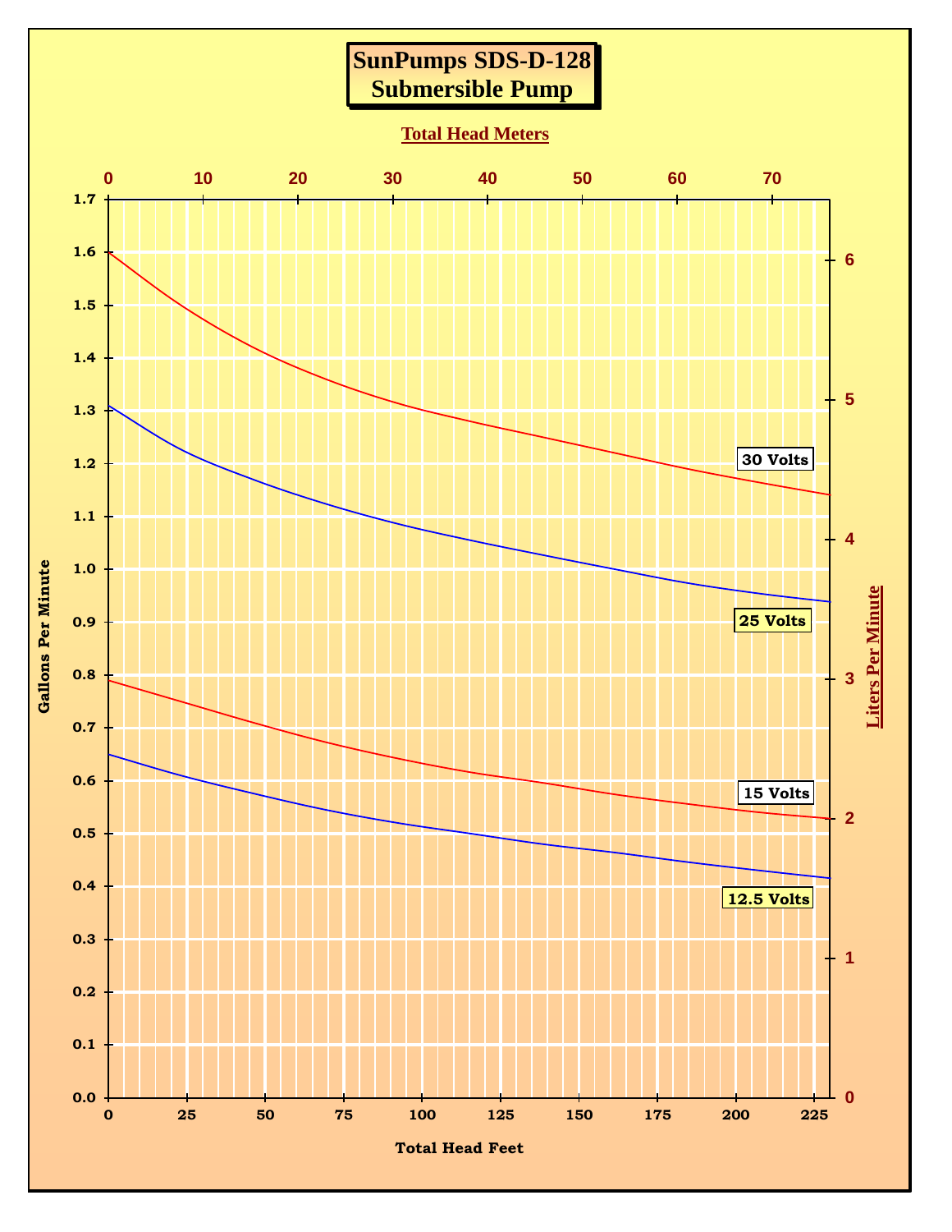# SunPumps SDS-D-128
## Submersible Pump

Total Head Meters: 0, 10, 20, 30, 40, 50, 60, 70

Gallons Per Minute: 0.0, 0.1, 0.2, 0.3, 0.4, 0.5, 0.6, 0.7, 0.8, 0.9, 1.0, 1.1, 1.2, 1.3, 1.4, 1.5, 1.6, 1.7

Liters Per Minute: 0, 1, 2, 3, 4, 5, 6

Total Head Feet: 0, 25, 50, 75, 100, 125, 150, 175, 200, 225

30 Volts

25 Volts

15 Volts

12.5 Volts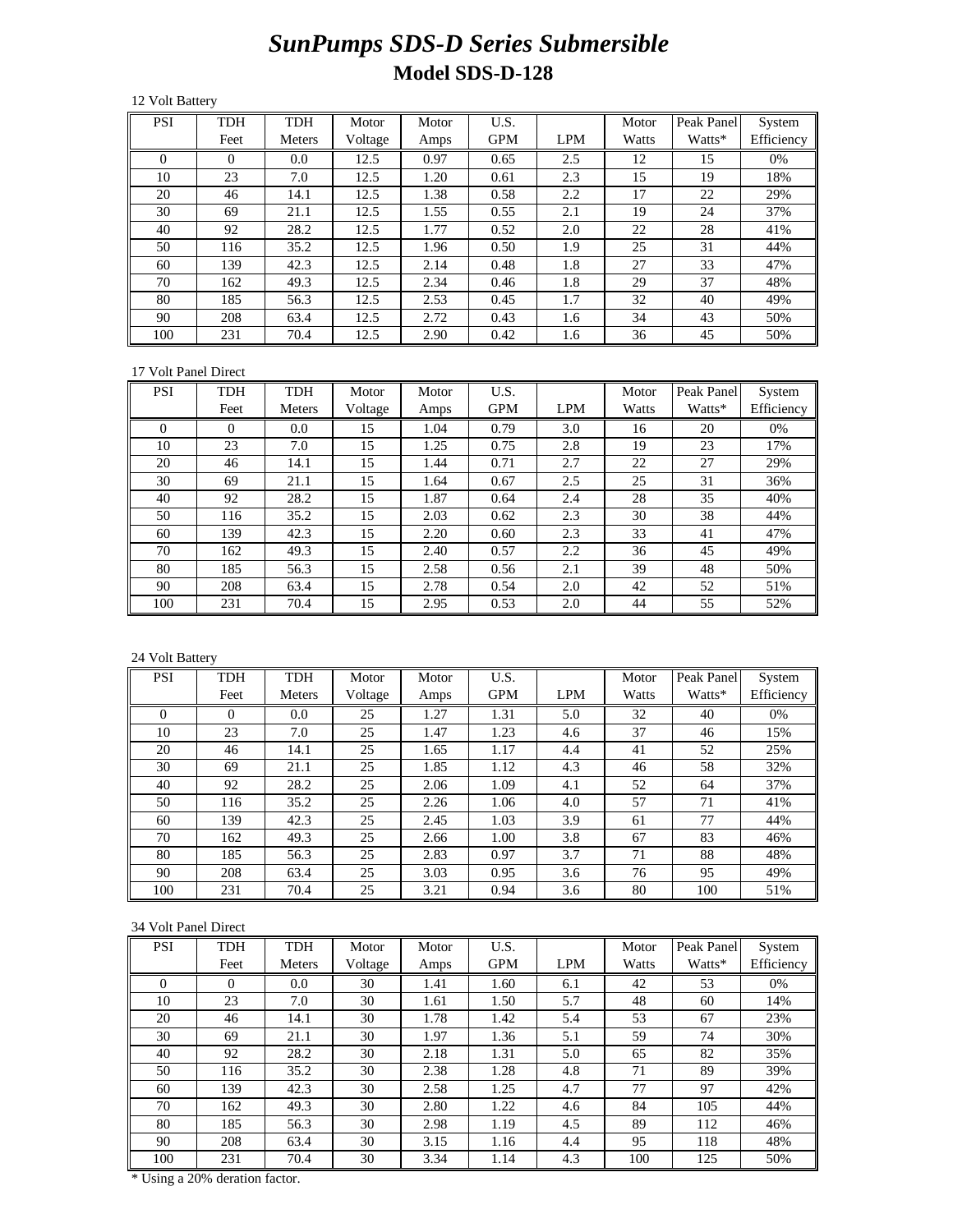# *SunPumps SDS-D Series Submersible*

## Model SDS-D-128

12 Volt Battery

| PSI | TDH Feet | TDH Meters | Motor Voltage | Motor Amps | U.S. GPM | LPM | Motor Watts | Peak Panel Watts* | System Efficiency |
|---|---|---|---|---|---|---|---|---|---|
| 0 | 0 | 0.0 | 12.5 | 0.97 | 0.65 | 2.5 | 12 | 15 | 0% |
| 10 | 23 | 7.0 | 12.5 | 1.20 | 0.61 | 2.3 | 15 | 19 | 18% |
| 20 | 46 | 14.1 | 12.5 | 1.38 | 0.58 | 2.2 | 17 | 22 | 29% |
| 30 | 69 | 21.1 | 12.5 | 1.55 | 0.55 | 2.1 | 19 | 24 | 37% |
| 40 | 92 | 28.2 | 12.5 | 1.77 | 0.52 | 2.0 | 22 | 28 | 41% |
| 50 | 116 | 35.2 | 12.5 | 1.96 | 0.50 | 1.9 | 25 | 31 | 44% |
| 60 | 139 | 42.3 | 12.5 | 2.14 | 0.48 | 1.8 | 27 | 33 | 47% |
| 70 | 162 | 49.3 | 12.5 | 2.34 | 0.46 | 1.8 | 29 | 37 | 48% |
| 80 | 185 | 56.3 | 12.5 | 2.53 | 0.45 | 1.7 | 32 | 40 | 49% |
| 90 | 208 | 63.4 | 12.5 | 2.72 | 0.43 | 1.6 | 34 | 43 | 50% |
| 100 | 231 | 70.4 | 12.5 | 2.90 | 0.42 | 1.6 | 36 | 45 | 50% |

17 Volt Panel Direct

| PSI | TDH Feet | TDH Meters | Motor Voltage | Motor Amps | U.S. GPM | LPM | Motor Watts | Peak Panel Watts* | System Efficiency |
|---|---|---|---|---|---|---|---|---|---|
| 0 | 0 | 0.0 | 15 | 1.04 | 0.79 | 3.0 | 16 | 20 | 0% |
| 10 | 23 | 7.0 | 15 | 1.25 | 0.75 | 2.8 | 19 | 23 | 17% |
| 20 | 46 | 14.1 | 15 | 1.44 | 0.71 | 2.7 | 22 | 27 | 29% |
| 30 | 69 | 21.1 | 15 | 1.64 | 0.67 | 2.5 | 25 | 31 | 36% |
| 40 | 92 | 28.2 | 15 | 1.87 | 0.64 | 2.4 | 28 | 35 | 40% |
| 50 | 116 | 35.2 | 15 | 2.03 | 0.62 | 2.3 | 30 | 38 | 44% |
| 60 | 139 | 42.3 | 15 | 2.20 | 0.60 | 2.3 | 33 | 41 | 47% |
| 70 | 162 | 49.3 | 15 | 2.40 | 0.57 | 2.2 | 36 | 45 | 49% |
| 80 | 185 | 56.3 | 15 | 2.58 | 0.56 | 2.1 | 39 | 48 | 50% |
| 90 | 208 | 63.4 | 15 | 2.78 | 0.54 | 2.0 | 42 | 52 | 51% |
| 100 | 231 | 70.4 | 15 | 2.95 | 0.53 | 2.0 | 44 | 55 | 52% |

24 Volt Battery

| PSI | TDH Feet | TDH Meters | Motor Voltage | Motor Amps | U.S. GPM | LPM | Motor Watts | Peak Panel Watts* | System Efficiency |
|---|---|---|---|---|---|---|---|---|---|
| 0 | 0 | 0.0 | 25 | 1.27 | 1.31 | 5.0 | 32 | 40 | 0% |
| 10 | 23 | 7.0 | 25 | 1.47 | 1.23 | 4.6 | 37 | 46 | 15% |
| 20 | 46 | 14.1 | 25 | 1.65 | 1.17 | 4.4 | 41 | 52 | 25% |
| 30 | 69 | 21.1 | 25 | 1.85 | 1.12 | 4.3 | 46 | 58 | 32% |
| 40 | 92 | 28.2 | 25 | 2.06 | 1.09 | 4.1 | 52 | 64 | 37% |
| 50 | 116 | 35.2 | 25 | 2.26 | 1.06 | 4.0 | 57 | 71 | 41% |
| 60 | 139 | 42.3 | 25 | 2.45 | 1.03 | 3.9 | 61 | 77 | 44% |
| 70 | 162 | 49.3 | 25 | 2.66 | 1.00 | 3.8 | 67 | 83 | 46% |
| 80 | 185 | 56.3 | 25 | 2.83 | 0.97 | 3.7 | 71 | 88 | 48% |
| 90 | 208 | 63.4 | 25 | 3.03 | 0.95 | 3.6 | 76 | 95 | 49% |
| 100 | 231 | 70.4 | 25 | 3.21 | 0.94 | 3.6 | 80 | 100 | 51% |

34 Volt Panel Direct

| PSI | TDH Feet | TDH Meters | Motor Voltage | Motor Amps | U.S. GPM | LPM | Motor Watts | Peak Panel Watts* | System Efficiency |
|---|---|---|---|---|---|---|---|---|---|
| 0 | 0 | 0.0 | 30 | 1.41 | 1.60 | 6.1 | 42 | 53 | 0% |
| 10 | 23 | 7.0 | 30 | 1.61 | 1.50 | 5.7 | 48 | 60 | 14% |
| 20 | 46 | 14.1 | 30 | 1.78 | 1.42 | 5.4 | 53 | 67 | 23% |
| 30 | 69 | 21.1 | 30 | 1.97 | 1.36 | 5.1 | 59 | 74 | 30% |
| 40 | 92 | 28.2 | 30 | 2.18 | 1.31 | 5.0 | 65 | 82 | 35% |
| 50 | 116 | 35.2 | 30 | 2.38 | 1.28 | 4.8 | 71 | 89 | 39% |
| 60 | 139 | 42.3 | 30 | 2.58 | 1.25 | 4.7 | 77 | 97 | 42% |
| 70 | 162 | 49.3 | 30 | 2.80 | 1.22 | 4.6 | 84 | 105 | 44% |
| 80 | 185 | 56.3 | 30 | 2.98 | 1.19 | 4.5 | 89 | 112 | 46% |
| 90 | 208 | 63.4 | 30 | 3.15 | 1.16 | 4.4 | 95 | 118 | 48% |
| 100 | 231 | 70.4 | 30 | 3.34 | 1.14 | 4.3 | 100 | 125 | 50% |

* Using a 20% deration factor.